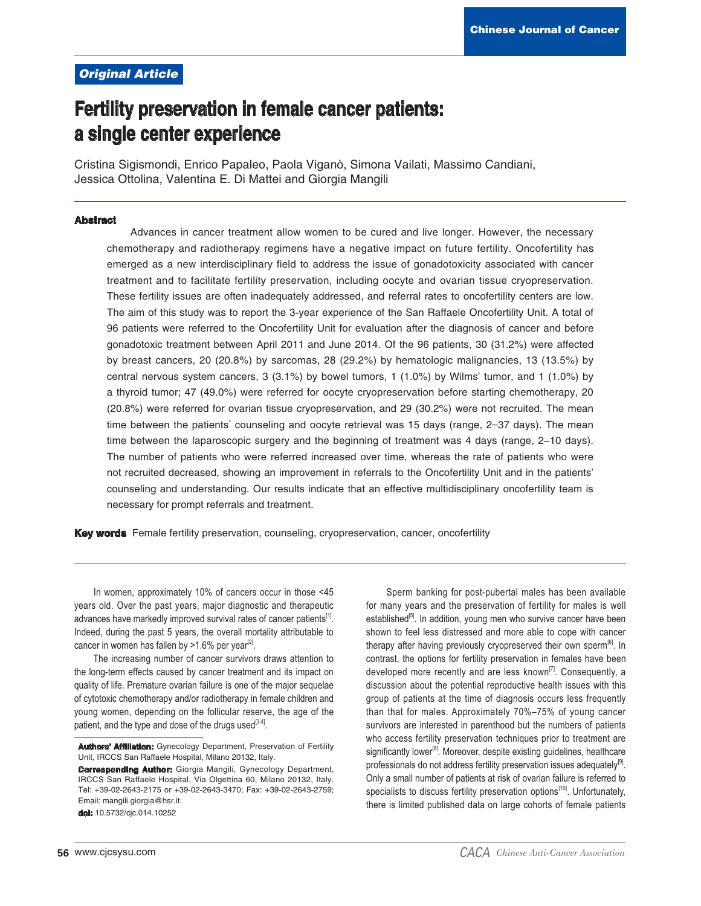*Original Article*

# Fertility preservation in female cancer patients: a single center experience

Cristina Sigismondi, Enrico Papaleo, Paola Viganò, Simona Vailati, Massimo Candiani, Jessica Ottolina, Valentina E. Di Mattei and Giorgia Mangili

## Abstract

Advances in cancer treatment allow women to be cured and live longer. However, the necessary chemotherapy and radiotherapy regimens have a negative impact on future fertility. Oncofertility has emerged as a new interdisciplinary field to address the issue of gonadotoxicity associated with cancer treatment and to facilitate fertility preservation, including oocyte and ovarian tissue cryopreservation. These fertility issues are often inadequately addressed, and referral rates to oncofertility centers are low. The aim of this study was to report the 3-year experience of the San Raffaele Oncofertility Unit. A total of 96 patients were referred to the Oncofertility Unit for evaluation after the diagnosis of cancer and before gonadotoxic treatment between April 2011 and June 2014. Of the 96 patients, 30 (31.2%) were affected by breast cancers, 20 (20.8%) by sarcomas, 28 (29.2%) by hematologic malignancies, 13 (13.5%) by central nervous system cancers, 3 (3.1%) by bowel tumors, 1 (1.0%) by Wilms' tumor, and 1 (1.0%) by a thyroid tumor; 47 (49.0%) were referred for oocyte cryopreservation before starting chemotherapy, 20 (20.8%) were referred for ovarian tissue cryopreservation, and 29 (30.2%) were not recruited. The mean time between the patients' counseling and oocyte retrieval was 15 days (range, 2–37 days). The mean time between the laparoscopic surgery and the beginning of treatment was 4 days (range, 2–10 days). The number of patients who were referred increased over time, whereas the rate of patients who were not recruited decreased, showing an improvement in referrals to the Oncofertility Unit and in the patients' counseling and understanding. Our results indicate that an effective multidisciplinary oncofertility team is necessary for prompt referrals and treatment.

**Key words** Female fertility preservation, counseling, cryopreservation, cancer, oncofertility

In women, approximately 10% of cancers occur in those <45 years old. Over the past years, major diagnostic and therapeutic advances have markedly improved survival rates of cancer patients[1]. Indeed, during the past 5 years, the overall mortality attributable to cancer in women has fallen by >1.6% per year[2].

The increasing number of cancer survivors draws attention to the long-term effects caused by cancer treatment and its impact on quality of life. Premature ovarian failure is one of the major sequelae of cytotoxic chemotherapy and/or radiotherapy in female children and young women, depending on the follicular reserve, the age of the patient, and the type and dose of the drugs used[3,4].

Sperm banking for post-pubertal males has been available for many years and the preservation of fertility for males is well established[5]. In addition, young men who survive cancer have been shown to feel less distressed and more able to cope with cancer therapy after having previously cryopreserved their own sperm[6]. In contrast, the options for fertility preservation in females have been developed more recently and are less known[7]. Consequently, a discussion about the potential reproductive health issues with this group of patients at the time of diagnosis occurs less frequently than that for males. Approximately 70%–75% of young cancer survivors are interested in parenthood but the numbers of patients who access fertility preservation techniques prior to treatment are significantly lower[8]. Moreover, despite existing guidelines, healthcare professionals do not address fertility preservation issues adequately[9]. Only a small number of patients at risk of ovarian failure is referred to specialists to discuss fertility preservation options[10]. Unfortunately, there is limited published data on large cohorts of female patients

**Authors' Affiliation:** Gynecology Department, Preservation of Fertility Unit, IRCCS San Raffaele Hospital, Milano 20132, Italy.

**Corresponding Author:** Giorgia Mangili, Gynecology Department, IRCCS San Raffaele Hospital, Via Olgettina 60, Milano 20132, Italy. Tel: +39-02-2643-2175 or +39-02-2643-3470; Fax: +39-02-2643-2759; Email: mangili.giorgia@hsr.it.

**doi:** 10.5732/cjc.014.10252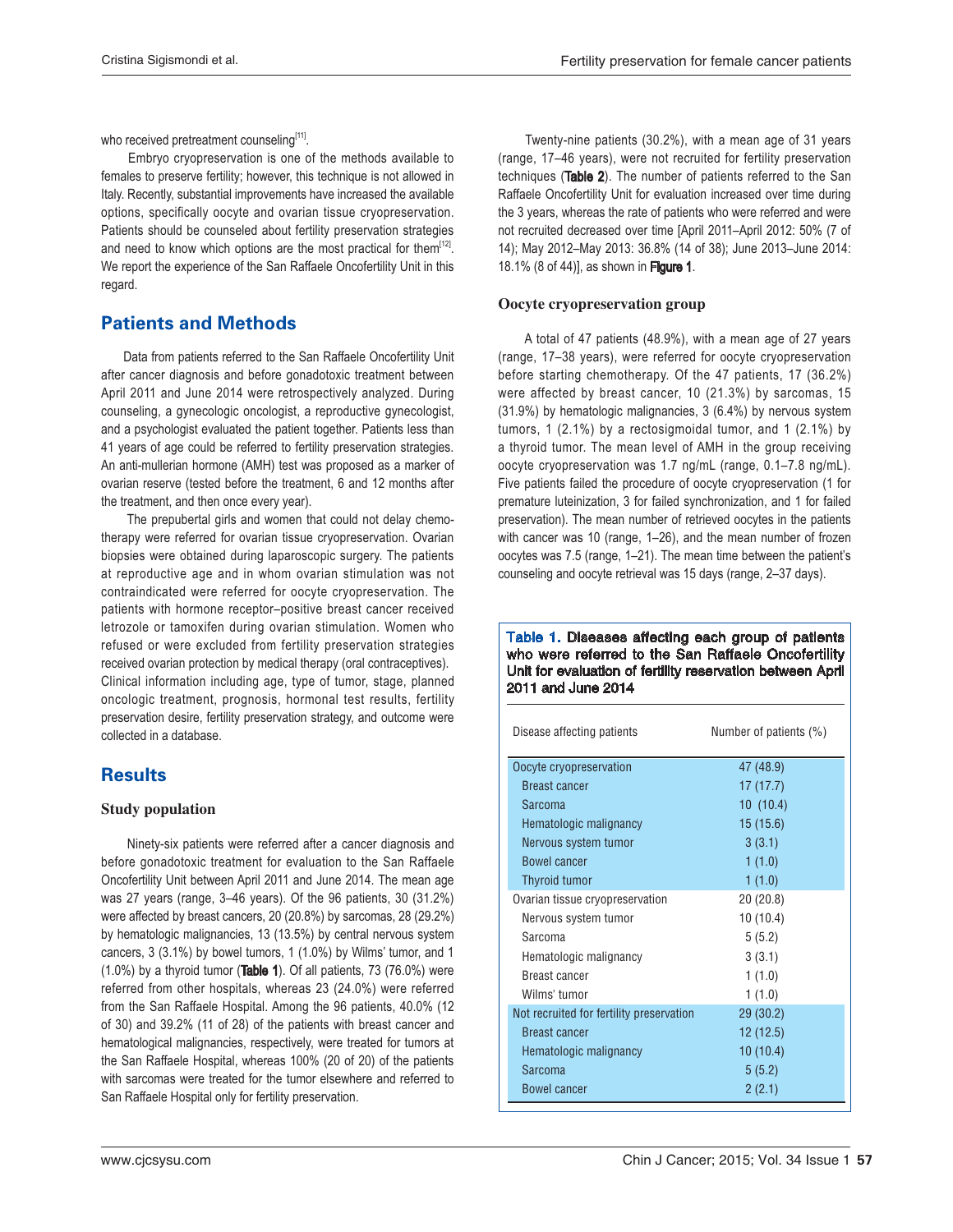who received pretreatment counseling[11].

Embryo cryopreservation is one of the methods available to females to preserve fertility; however, this technique is not allowed in Italy. Recently, substantial improvements have increased the available options, specifically oocyte and ovarian tissue cryopreservation. Patients should be counseled about fertility preservation strategies and need to know which options are the most practical for them[12]. We report the experience of the San Raffaele Oncofertility Unit in this regard.

## Patients and Methods

Data from patients referred to the San Raffaele Oncofertility Unit after cancer diagnosis and before gonadotoxic treatment between April 2011 and June 2014 were retrospectively analyzed. During counseling, a gynecologic oncologist, a reproductive gynecologist, and a psychologist evaluated the patient together. Patients less than 41 years of age could be referred to fertility preservation strategies. An anti-mullerian hormone (AMH) test was proposed as a marker of ovarian reserve (tested before the treatment, 6 and 12 months after the treatment, and then once every year).

The prepubertal girls and women that could not delay chemotherapy were referred for ovarian tissue cryopreservation. Ovarian biopsies were obtained during laparoscopic surgery. The patients at reproductive age and in whom ovarian stimulation was not contraindicated were referred for oocyte cryopreservation. The patients with hormone receptor–positive breast cancer received letrozole or tamoxifen during ovarian stimulation. Women who refused or were excluded from fertility preservation strategies received ovarian protection by medical therapy (oral contraceptives). Clinical information including age, type of tumor, stage, planned oncologic treatment, prognosis, hormonal test results, fertility preservation desire, fertility preservation strategy, and outcome were collected in a database.

## Results

### Study population

Ninety-six patients were referred after a cancer diagnosis and before gonadotoxic treatment for evaluation to the San Raffaele Oncofertility Unit between April 2011 and June 2014. The mean age was 27 years (range, 3–46 years). Of the 96 patients, 30 (31.2%) were affected by breast cancers, 20 (20.8%) by sarcomas, 28 (29.2%) by hematologic malignancies, 13 (13.5%) by central nervous system cancers, 3 (3.1%) by bowel tumors, 1 (1.0%) by Wilms' tumor, and 1 (1.0%) by a thyroid tumor (**Table 1**). Of all patients, 73 (76.0%) were referred from other hospitals, whereas 23 (24.0%) were referred from the San Raffaele Hospital. Among the 96 patients, 40.0% (12 of 30) and 39.2% (11 of 28) of the patients with breast cancer and hematological malignancies, respectively, were treated for tumors at the San Raffaele Hospital, whereas 100% (20 of 20) of the patients with sarcomas were treated for the tumor elsewhere and referred to San Raffaele Hospital only for fertility preservation.

Twenty-nine patients (30.2%), with a mean age of 31 years (range, 17–46 years), were not recruited for fertility preservation techniques (**Table 2**). The number of patients referred to the San Raffaele Oncofertility Unit for evaluation increased over time during the 3 years, whereas the rate of patients who were referred and were not recruited decreased over time [April 2011–April 2012: 50% (7 of 14); May 2012–May 2013: 36.8% (14 of 38); June 2013–June 2014: 18.1% (8 of 44)], as shown in **Figure 1**.

### Oocyte cryopreservation group

A total of 47 patients (48.9%), with a mean age of 27 years (range, 17–38 years), were referred for oocyte cryopreservation before starting chemotherapy. Of the 47 patients, 17 (36.2%) were affected by breast cancer, 10 (21.3%) by sarcomas, 15 (31.9%) by hematologic malignancies, 3 (6.4%) by nervous system tumors, 1 (2.1%) by a rectosigmoidal tumor, and 1 (2.1%) by a thyroid tumor. The mean level of AMH in the group receiving oocyte cryopreservation was 1.7 ng/mL (range, 0.1–7.8 ng/mL). Five patients failed the procedure of oocyte cryopreservation (1 for premature luteinization, 3 for failed synchronization, and 1 for failed preservation). The mean number of retrieved oocytes in the patients with cancer was 10 (range, 1–26), and the mean number of frozen oocytes was 7.5 (range, 1–21). The mean time between the patient's counseling and oocyte retrieval was 15 days (range, 2–37 days).

**Table 1. Diseases affecting each group of patients who were referred to the San Raffaele Oncofertility Unit for evaluation of fertility reservation between April 2011 and June 2014**

| Disease affecting patients | Number of patients (%) |
|---|---|
| Oocyte cryopreservation | 47 (48.9) |
| Breast cancer | 17 (17.7) |
| Sarcoma | 10 (10.4) |
| Hematologic malignancy | 15 (15.6) |
| Nervous system tumor | 3 (3.1) |
| Bowel cancer | 1 (1.0) |
| Thyroid tumor | 1 (1.0) |
| Ovarian tissue cryopreservation | 20 (20.8) |
| Nervous system tumor | 10 (10.4) |
| Sarcoma | 5 (5.2) |
| Hematologic malignancy | 3 (3.1) |
| Breast cancer | 1 (1.0) |
| Wilms' tumor | 1 (1.0) |
| Not recruited for fertility preservation | 29 (30.2) |
| Breast cancer | 12 (12.5) |
| Hematologic malignancy | 10 (10.4) |
| Sarcoma | 5 (5.2) |
| Bowel cancer | 2 (2.1) |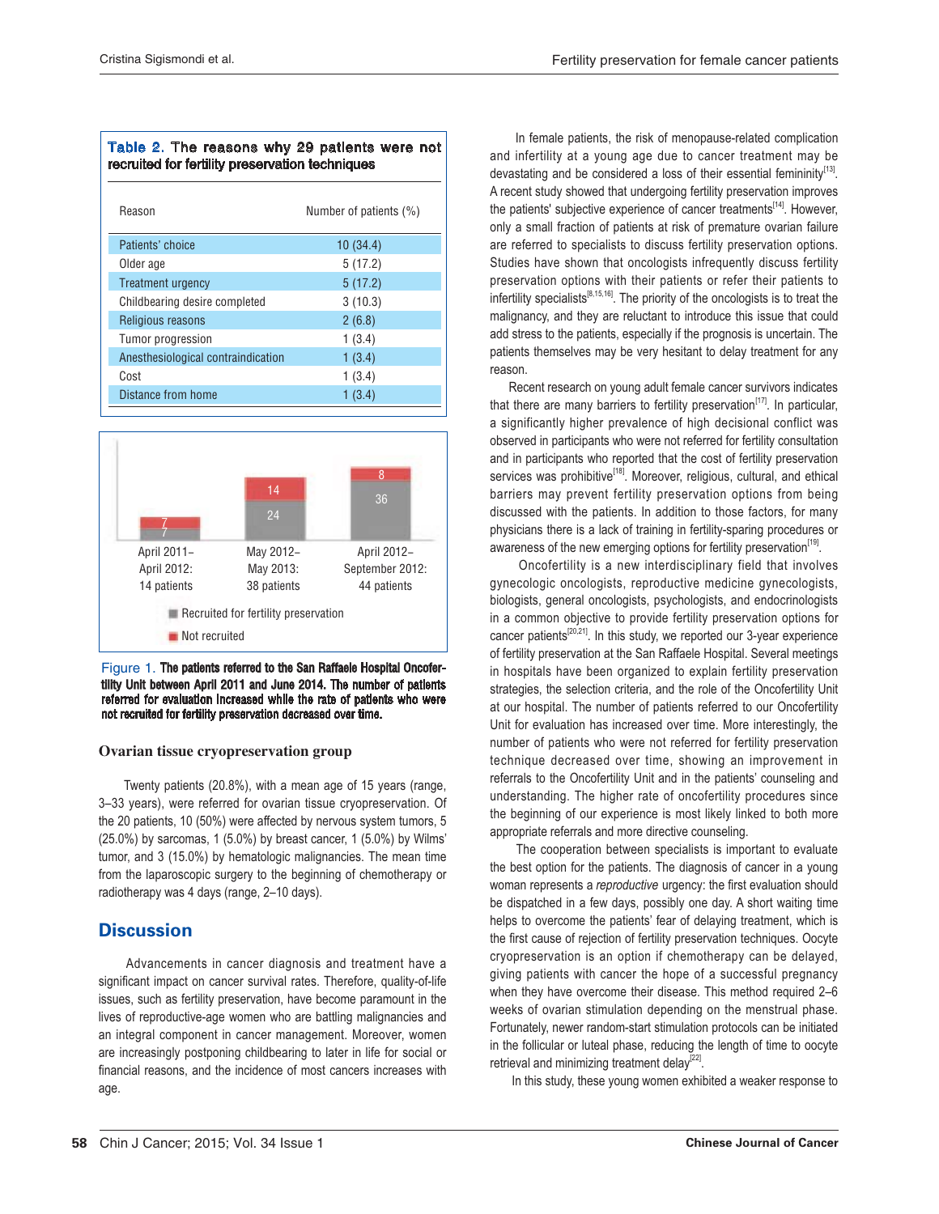**Table 2. The reasons why 29 patients were not recruited for fertility preservation techniques**

| Reason | Number of patients (%) |
|---|---|
| Patients' choice | 10 (34.4) |
| Older age | 5 (17.2) |
| Treatment urgency | 5 (17.2) |
| Childbearing desire completed | 3 (10.3) |
| Religious reasons | 2 (6.8) |
| Tumor progression | 1 (3.4) |
| Anesthesiological contraindication | 1 (3.4) |
| Cost | 1 (3.4) |
| Distance from home | 1 (3.4) |

| Period | Recruited for fertility preservation | Not recruited |
|---|---|---|
| April 2011–April 2012: 14 patients | 7 | 7 |
| May 2012–May 2013: 38 patients | 24 | 14 |
| April 2012–September 2012: 44 patients | 36 | 8 |

Figure 1. **The patients referred to the San Raffaele Hospital Oncofertility Unit between April 2011 and June 2014. The number of patients referred for evaluation increased while the rate of patients who were not recruited for fertility preservation decreased over time.**

### Ovarian tissue cryopreservation group

Twenty patients (20.8%), with a mean age of 15 years (range, 3–33 years), were referred for ovarian tissue cryopreservation. Of the 20 patients, 10 (50%) were affected by nervous system tumors, 5 (25.0%) by sarcomas, 1 (5.0%) by breast cancer, 1 (5.0%) by Wilms' tumor, and 3 (15.0%) by hematologic malignancies. The mean time from the laparoscopic surgery to the beginning of chemotherapy or radiotherapy was 4 days (range, 2–10 days).

## Discussion

Advancements in cancer diagnosis and treatment have a significant impact on cancer survival rates. Therefore, quality-of-life issues, such as fertility preservation, have become paramount in the lives of reproductive-age women who are battling malignancies and an integral component in cancer management. Moreover, women are increasingly postponing childbearing to later in life for social or financial reasons, and the incidence of most cancers increases with age.

In female patients, the risk of menopause-related complication and infertility at a young age due to cancer treatment may be devastating and be considered a loss of their essential femininity[13]. A recent study showed that undergoing fertility preservation improves the patients' subjective experience of cancer treatments[14]. However, only a small fraction of patients at risk of premature ovarian failure are referred to specialists to discuss fertility preservation options. Studies have shown that oncologists infrequently discuss fertility preservation options with their patients or refer their patients to infertility specialists[8,15,16]. The priority of the oncologists is to treat the malignancy, and they are reluctant to introduce this issue that could add stress to the patients, especially if the prognosis is uncertain. The patients themselves may be very hesitant to delay treatment for any reason.

Recent research on young adult female cancer survivors indicates that there are many barriers to fertility preservation[17]. In particular, a significantly higher prevalence of high decisional conflict was observed in participants who were not referred for fertility consultation and in participants who reported that the cost of fertility preservation services was prohibitive[18]. Moreover, religious, cultural, and ethical barriers may prevent fertility preservation options from being discussed with the patients. In addition to those factors, for many physicians there is a lack of training in fertility-sparing procedures or awareness of the new emerging options for fertility preservation[19].

Oncofertility is a new interdisciplinary field that involves gynecologic oncologists, reproductive medicine gynecologists, biologists, general oncologists, psychologists, and endocrinologists in a common objective to provide fertility preservation options for cancer patients[20,21]. In this study, we reported our 3-year experience of fertility preservation at the San Raffaele Hospital. Several meetings in hospitals have been organized to explain fertility preservation strategies, the selection criteria, and the role of the Oncofertility Unit at our hospital. The number of patients referred to our Oncofertility Unit for evaluation has increased over time. More interestingly, the number of patients who were not referred for fertility preservation technique decreased over time, showing an improvement in referrals to the Oncofertility Unit and in the patients' counseling and understanding. The higher rate of oncofertility procedures since the beginning of our experience is most likely linked to both more appropriate referrals and more directive counseling.

The cooperation between specialists is important to evaluate the best option for the patients. The diagnosis of cancer in a young woman represents a *reproductive* urgency: the first evaluation should be dispatched in a few days, possibly one day. A short waiting time helps to overcome the patients' fear of delaying treatment, which is the first cause of rejection of fertility preservation techniques. Oocyte cryopreservation is an option if chemotherapy can be delayed, giving patients with cancer the hope of a successful pregnancy when they have overcome their disease. This method required 2–6 weeks of ovarian stimulation depending on the menstrual phase. Fortunately, newer random-start stimulation protocols can be initiated in the follicular or luteal phase, reducing the length of time to oocyte retrieval and minimizing treatment delay[22].

In this study, these young women exhibited a weaker response to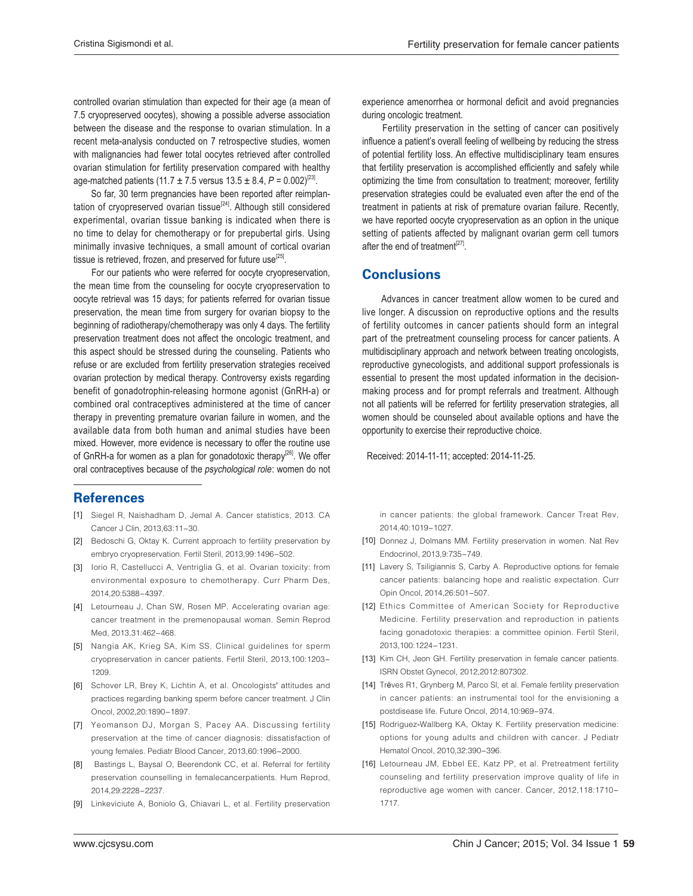controlled ovarian stimulation than expected for their age (a mean of 7.5 cryopreserved oocytes), showing a possible adverse association between the disease and the response to ovarian stimulation. In a recent meta-analysis conducted on 7 retrospective studies, women with malignancies had fewer total oocytes retrieved after controlled ovarian stimulation for fertility preservation compared with healthy age-matched patients (11.7 ± 7.5 versus 13.5 ± 8.4, $P = 0.002$)[23].

So far, 30 term pregnancies have been reported after reimplantation of cryopreserved ovarian tissue[24]. Although still considered experimental, ovarian tissue banking is indicated when there is no time to delay for chemotherapy or for prepubertal girls. Using minimally invasive techniques, a small amount of cortical ovarian tissue is retrieved, frozen, and preserved for future use[25].

For our patients who were referred for oocyte cryopreservation, the mean time from the counseling for oocyte cryopreservation to oocyte retrieval was 15 days; for patients referred for ovarian tissue preservation, the mean time from surgery for ovarian biopsy to the beginning of radiotherapy/chemotherapy was only 4 days. The fertility preservation treatment does not affect the oncologic treatment, and this aspect should be stressed during the counseling. Patients who refuse or are excluded from fertility preservation strategies received ovarian protection by medical therapy. Controversy exists regarding benefit of gonadotrophin-releasing hormone agonist (GnRH-a) or combined oral contraceptives administered at the time of cancer therapy in preventing premature ovarian failure in women, and the available data from both human and animal studies have been mixed. However, more evidence is necessary to offer the routine use of GnRH-a for women as a plan for gonadotoxic therapy[26]. We offer oral contraceptives because of the *psychological role*: women do not experience amenorrhea or hormonal deficit and avoid pregnancies during oncologic treatment.

Fertility preservation in the setting of cancer can positively influence a patient's overall feeling of wellbeing by reducing the stress of potential fertility loss. An effective multidisciplinary team ensures that fertility preservation is accomplished efficiently and safely while optimizing the time from consultation to treatment; moreover, fertility preservation strategies could be evaluated even after the end of the treatment in patients at risk of premature ovarian failure. Recently, we have reported oocyte cryopreservation as an option in the unique setting of patients affected by malignant ovarian germ cell tumors after the end of treatment[27].

## Conclusions

Advances in cancer treatment allow women to be cured and live longer. A discussion on reproductive options and the results of fertility outcomes in cancer patients should form an integral part of the pretreatment counseling process for cancer patients. A multidisciplinary approach and network between treating oncologists, reproductive gynecologists, and additional support professionals is essential to present the most updated information in the decision-making process and for prompt referrals and treatment. Although not all patients will be referred for fertility preservation strategies, all women should be counseled about available options and have the opportunity to exercise their reproductive choice.

Received: 2014-11-11; accepted: 2014-11-25.

## References

[1] Siegel R, Naishadham D, Jemal A. Cancer statistics, 2013. CA Cancer J Clin, 2013,63:11–30.

[2] Bedoschi G, Oktay K. Current approach to fertility preservation by embryo cryopreservation. Fertil Steril, 2013,99:1496–502.

[3] Iorio R, Castellucci A, Ventriglia G, et al. Ovarian toxicity: from environmental exposure to chemotherapy. Curr Pharm Des, 2014,20:5388–4397.

[4] Letourneau J, Chan SW, Rosen MP. Accelerating ovarian age: cancer treatment in the premenopausal woman. Semin Reprod Med, 2013,31:462–468.

[5] Nangia AK, Krieg SA, Kim SS. Clinical guidelines for sperm cryopreservation in cancer patients. Fertil Steril, 2013,100:1203–1209.

[6] Schover LR, Brey K, Lichtin A, et al. Oncologists' attitudes and practices regarding banking sperm before cancer treatment. J Clin Oncol, 2002,20:1890–1897.

[7] Yeomanson DJ, Morgan S, Pacey AA. Discussing fertility preservation at the time of cancer diagnosis: dissatisfaction of young females. Pediatr Blood Cancer, 2013,60:1996–2000.

[8] Bastings L, Baysal O, Beerendonk CC, et al. Referral for fertility preservation counselling in femalecancerpatients. Hum Reprod, 2014,29:2228–2237.

[9] Linkeviciute A, Boniolo G, Chiavari L, et al. Fertility preservation in cancer patients: the global framework. Cancer Treat Rev, 2014,40:1019–1027.

[10] Donnez J, Dolmans MM. Fertility preservation in women. Nat Rev Endocrinol, 2013,9:735–749.

[11] Lavery S, Tsiligiannis S, Carby A. Reproductive options for female cancer patients: balancing hope and realistic expectation. Curr Opin Oncol, 2014,26:501–507.

[12] Ethics Committee of American Society for Reproductive Medicine. Fertility preservation and reproduction in patients facing gonadotoxic therapies: a committee opinion. Fertil Steril, 2013,100:1224–1231.

[13] Kim CH, Jeon GH. Fertility preservation in female cancer patients. ISRN Obstet Gynecol, 2012,2012:807302.

[14] Trèves R1, Grynberg M, Parco SI, et al. Female fertility preservation in cancer patients: an instrumental tool for the envisioning a postdisease life. Future Oncol, 2014,10:969–974.

[15] Rodriguez-Wallberg KA, Oktay K. Fertility preservation medicine: options for young adults and children with cancer. J Pediatr Hematol Oncol, 2010,32:390–396.

[16] Letourneau JM, Ebbel EE, Katz PP, et al. Pretreatment fertility counseling and fertility preservation improve quality of life in reproductive age women with cancer. Cancer, 2012,118:1710–1717.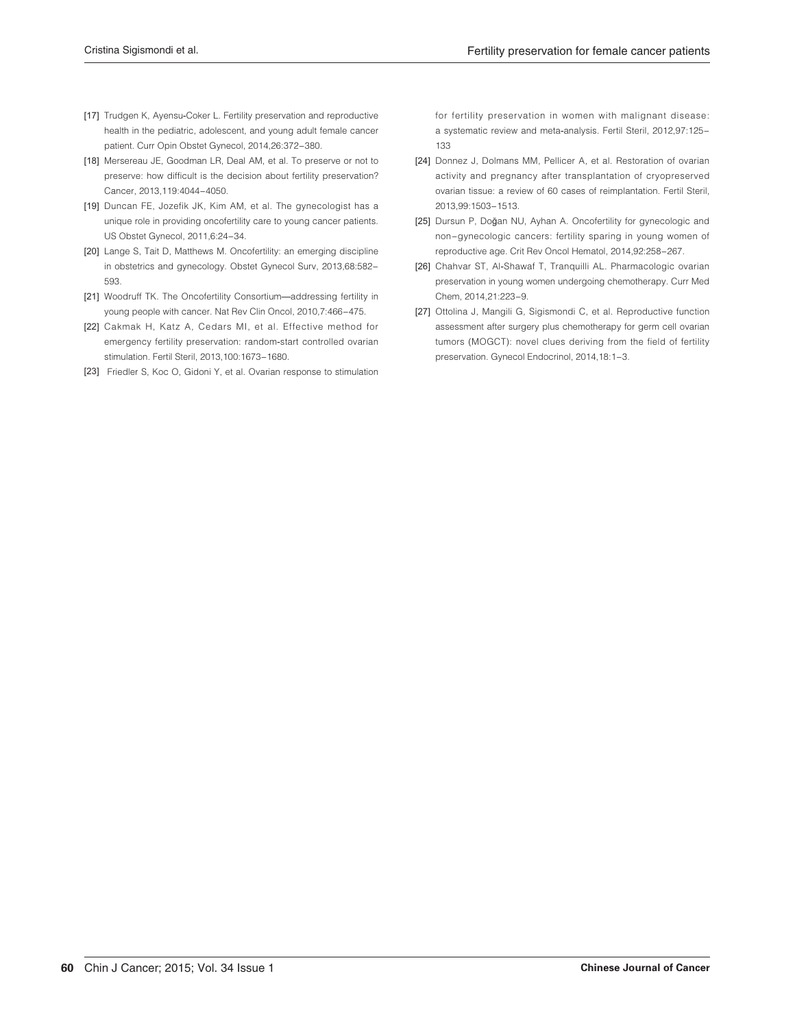[17] Trudgen K, Ayensu-Coker L. Fertility preservation and reproductive health in the pediatric, adolescent, and young adult female cancer patient. Curr Opin Obstet Gynecol, 2014,26:372–380.

[18] Mersereau JE, Goodman LR, Deal AM, et al. To preserve or not to preserve: how difficult is the decision about fertility preservation? Cancer, 2013,119:4044–4050.

[19] Duncan FE, Jozefik JK, Kim AM, et al. The gynecologist has a unique role in providing oncofertility care to young cancer patients. US Obstet Gynecol, 2011,6:24–34.

[20] Lange S, Tait D, Matthews M. Oncofertility: an emerging discipline in obstetrics and gynecology. Obstet Gynecol Surv, 2013,68:582–593.

[21] Woodruff TK. The Oncofertility Consortium—addressing fertility in young people with cancer. Nat Rev Clin Oncol, 2010,7:466–475.

[22] Cakmak H, Katz A, Cedars MI, et al. Effective method for emergency fertility preservation: random-start controlled ovarian stimulation. Fertil Steril, 2013,100:1673–1680.

[23] Friedler S, Koc O, Gidoni Y, et al. Ovarian response to stimulation for fertility preservation in women with malignant disease: a systematic review and meta-analysis. Fertil Steril, 2012,97:125–133

[24] Donnez J, Dolmans MM, Pellicer A, et al. Restoration of ovarian activity and pregnancy after transplantation of cryopreserved ovarian tissue: a review of 60 cases of reimplantation. Fertil Steril, 2013,99:1503–1513.

[25] Dursun P, Doğan NU, Ayhan A. Oncofertility for gynecologic and non–gynecologic cancers: fertility sparing in young women of reproductive age. Crit Rev Oncol Hematol, 2014,92:258–267.

[26] Chahvar ST, Al-Shawaf T, Tranquilli AL. Pharmacologic ovarian preservation in young women undergoing chemotherapy. Curr Med Chem, 2014,21:223–9.

[27] Ottolina J, Mangili G, Sigismondi C, et al. Reproductive function assessment after surgery plus chemotherapy for germ cell ovarian tumors (MOGCT): novel clues deriving from the field of fertility preservation. Gynecol Endocrinol, 2014,18:1–3.